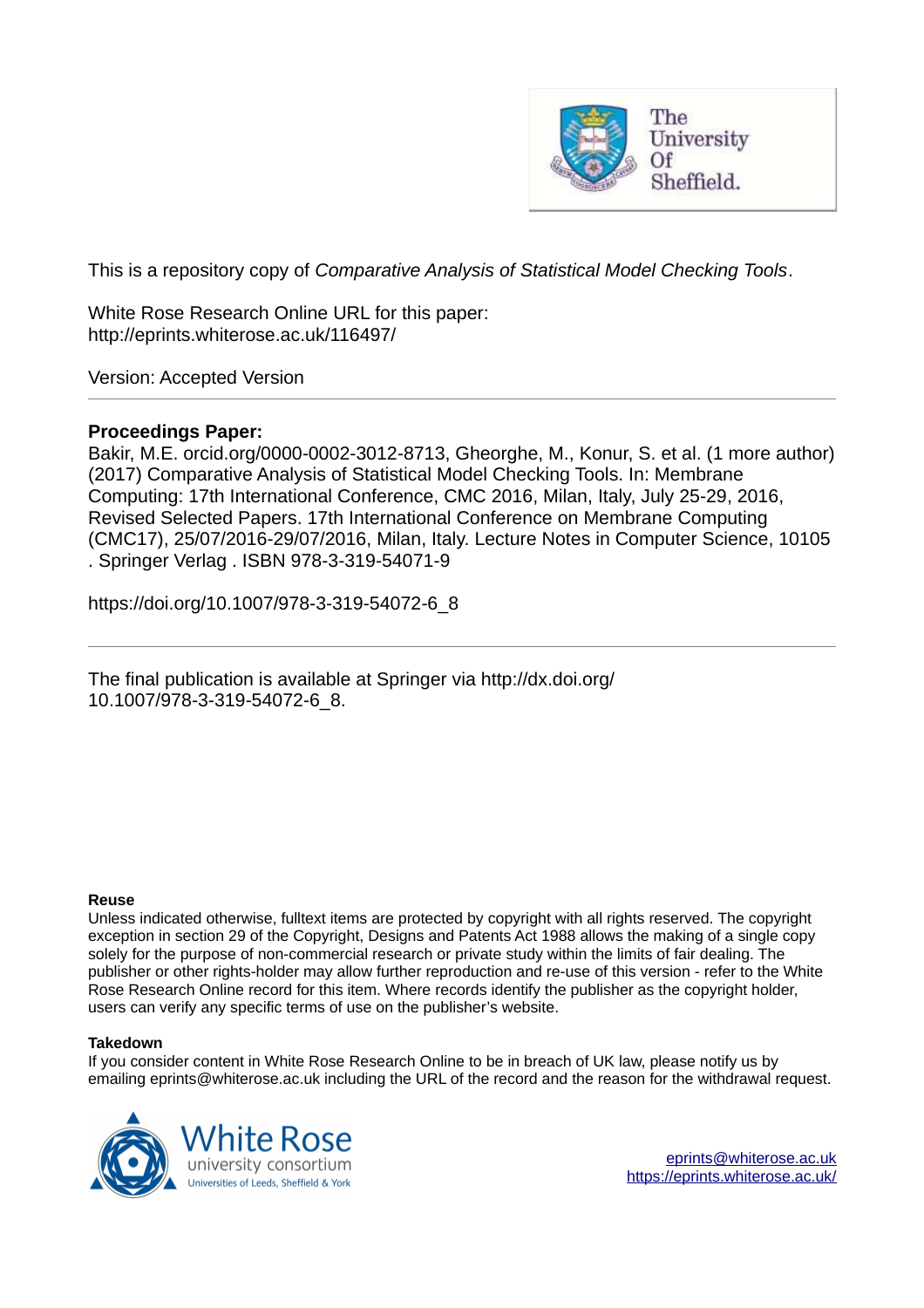The University Of Sheffield.

This is a repository copy of *Comparative Analysis of Statistical Model Checking Tools*.

White Rose Research Online URL for this paper:
http://eprints.whiterose.ac.uk/116497/

Version: Accepted Version

---

**Proceedings Paper:**

Bakir, M.E. orcid.org/0000-0002-3012-8713, Gheorghe, M., Konur, S. et al. (1 more author) (2017) Comparative Analysis of Statistical Model Checking Tools. In: Membrane Computing: 17th International Conference, CMC 2016, Milan, Italy, July 25-29, 2016, Revised Selected Papers. 17th International Conference on Membrane Computing (CMC17), 25/07/2016-29/07/2016, Milan, Italy. Lecture Notes in Computer Science, 10105 . Springer Verlag . ISBN 978-3-319-54071-9

https://doi.org/10.1007/978-3-319-54072-6_8

---

The final publication is available at Springer via http://dx.doi.org/ 10.1007/978-3-319-54072-6_8.

**Reuse**

Unless indicated otherwise, fulltext items are protected by copyright with all rights reserved. The copyright exception in section 29 of the Copyright, Designs and Patents Act 1988 allows the making of a single copy solely for the purpose of non-commercial research or private study within the limits of fair dealing. The publisher or other rights-holder may allow further reproduction and re-use of this version - refer to the White Rose Research Online record for this item. Where records identify the publisher as the copyright holder, users can verify any specific terms of use on the publisher's website.

**Takedown**

If you consider content in White Rose Research Online to be in breach of UK law, please notify us by emailing eprints@whiterose.ac.uk including the URL of the record and the reason for the withdrawal request.

White Rose university consortium
Universities of Leeds, Sheffield & York

eprints@whiterose.ac.uk
https://eprints.whiterose.ac.uk/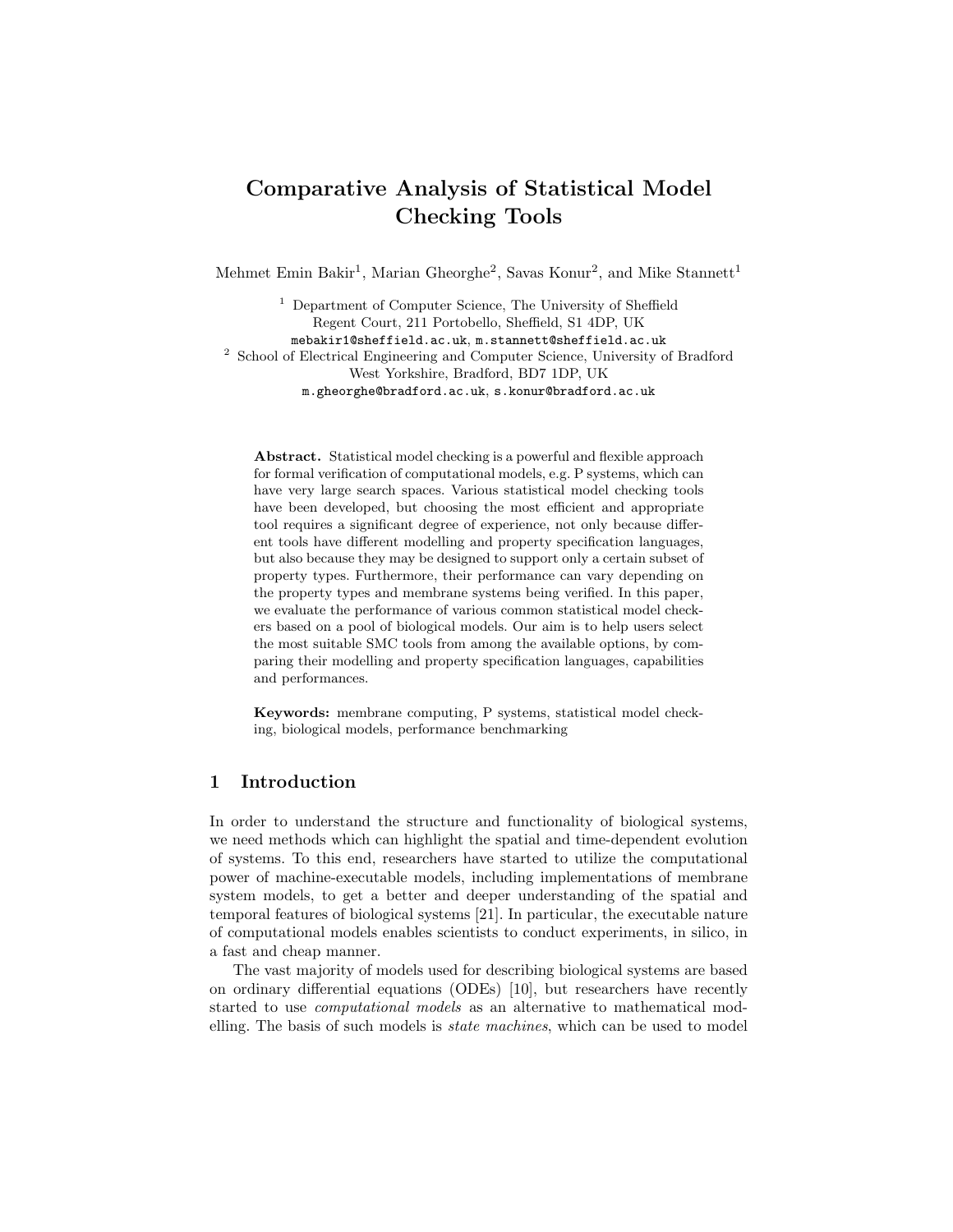# Comparative Analysis of Statistical Model Checking Tools

Mehmet Emin Bakir[1], Marian Gheorghe[2], Savas Konur[2], and Mike Stannett[1]

[1] Department of Computer Science, The University of Sheffield
Regent Court, 211 Portobello, Sheffield, S1 4DP, UK
mebakir1@sheffield.ac.uk, m.stannett@sheffield.ac.uk

[2] School of Electrical Engineering and Computer Science, University of Bradford
West Yorkshire, Bradford, BD7 1DP, UK
m.gheorghe@bradford.ac.uk, s.konur@bradford.ac.uk

**Abstract.** Statistical model checking is a powerful and flexible approach for formal verification of computational models, e.g. P systems, which can have very large search spaces. Various statistical model checking tools have been developed, but choosing the most efficient and appropriate tool requires a significant degree of experience, not only because different tools have different modelling and property specification languages, but also because they may be designed to support only a certain subset of property types. Furthermore, their performance can vary depending on the property types and membrane systems being verified. In this paper, we evaluate the performance of various common statistical model checkers based on a pool of biological models. Our aim is to help users select the most suitable SMC tools from among the available options, by comparing their modelling and property specification languages, capabilities and performances.

**Keywords:** membrane computing, P systems, statistical model checking, biological models, performance benchmarking

## 1 Introduction

In order to understand the structure and functionality of biological systems, we need methods which can highlight the spatial and time-dependent evolution of systems. To this end, researchers have started to utilize the computational power of machine-executable models, including implementations of membrane system models, to get a better and deeper understanding of the spatial and temporal features of biological systems [21]. In particular, the executable nature of computational models enables scientists to conduct experiments, in silico, in a fast and cheap manner.

The vast majority of models used for describing biological systems are based on ordinary differential equations (ODEs) [10], but researchers have recently started to use *computational models* as an alternative to mathematical modelling. The basis of such models is *state machines*, which can be used to model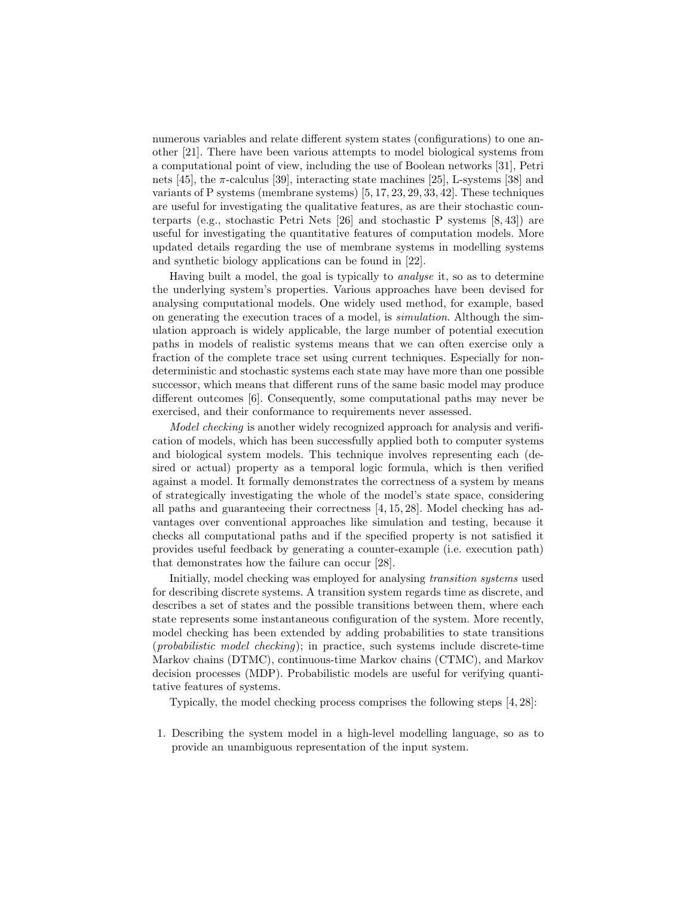numerous variables and relate different system states (configurations) to one another [21]. There have been various attempts to model biological systems from a computational point of view, including the use of Boolean networks [31], Petri nets [45], the $\pi$-calculus [39], interacting state machines [25], L-systems [38] and variants of P systems (membrane systems) [5, 17, 23, 29, 33, 42]. These techniques are useful for investigating the qualitative features, as are their stochastic counterparts (e.g., stochastic Petri Nets [26] and stochastic P systems [8, 43]) are useful for investigating the quantitative features of computation models. More updated details regarding the use of membrane systems in modelling systems and synthetic biology applications can be found in [22].

Having built a model, the goal is typically to *analyse* it, so as to determine the underlying system's properties. Various approaches have been devised for analysing computational models. One widely used method, for example, based on generating the execution traces of a model, is *simulation*. Although the simulation approach is widely applicable, the large number of potential execution paths in models of realistic systems means that we can often exercise only a fraction of the complete trace set using current techniques. Especially for non-deterministic and stochastic systems each state may have more than one possible successor, which means that different runs of the same basic model may produce different outcomes [6]. Consequently, some computational paths may never be exercised, and their conformance to requirements never assessed.

*Model checking* is another widely recognized approach for analysis and verification of models, which has been successfully applied both to computer systems and biological system models. This technique involves representing each (desired or actual) property as a temporal logic formula, which is then verified against a model. It formally demonstrates the correctness of a system by means of strategically investigating the whole of the model's state space, considering all paths and guaranteeing their correctness [4, 15, 28]. Model checking has advantages over conventional approaches like simulation and testing, because it checks all computational paths and if the specified property is not satisfied it provides useful feedback by generating a counter-example (i.e. execution path) that demonstrates how the failure can occur [28].

Initially, model checking was employed for analysing *transition systems* used for describing discrete systems. A transition system regards time as discrete, and describes a set of states and the possible transitions between them, where each state represents some instantaneous configuration of the system. More recently, model checking has been extended by adding probabilities to state transitions (*probabilistic model checking*); in practice, such systems include discrete-time Markov chains (DTMC), continuous-time Markov chains (CTMC), and Markov decision processes (MDP). Probabilistic models are useful for verifying quantitative features of systems.

Typically, the model checking process comprises the following steps [4, 28]:

1. Describing the system model in a high-level modelling language, so as to provide an unambiguous representation of the input system.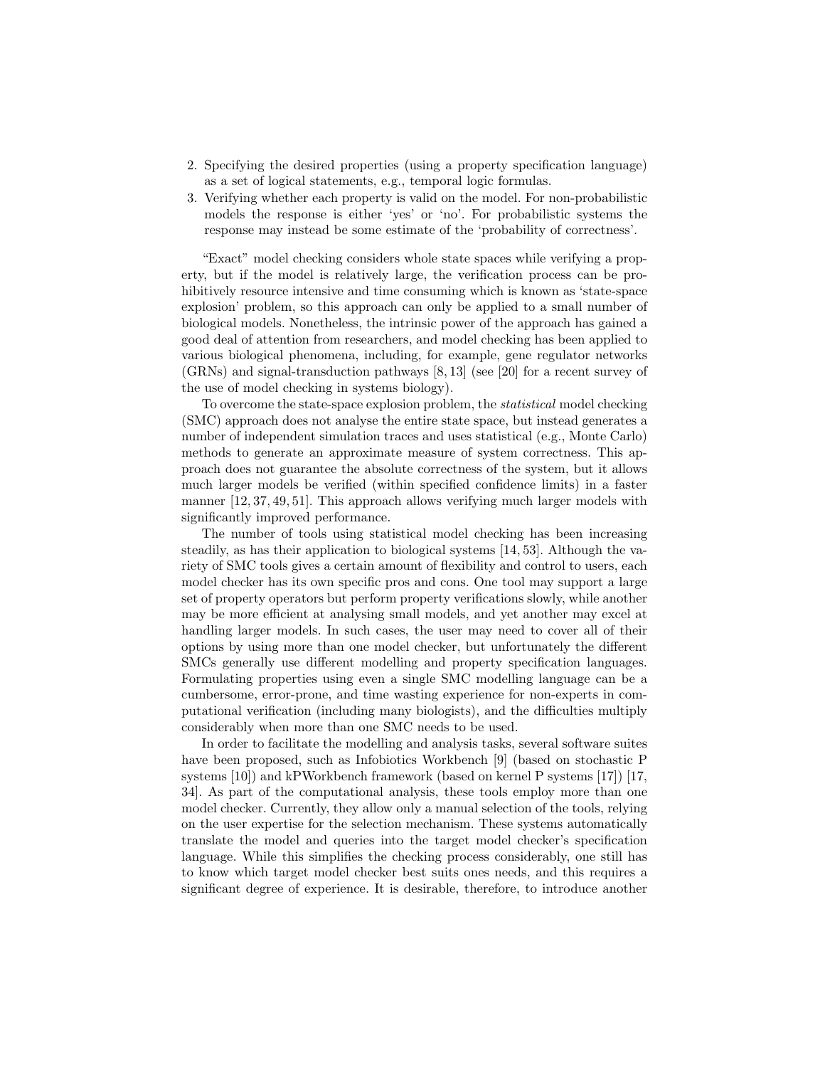2. Specifying the desired properties (using a property specification language) as a set of logical statements, e.g., temporal logic formulas.
3. Verifying whether each property is valid on the model. For non-probabilistic models the response is either 'yes' or 'no'. For probabilistic systems the response may instead be some estimate of the 'probability of correctness'.

"Exact" model checking considers whole state spaces while verifying a property, but if the model is relatively large, the verification process can be prohibitively resource intensive and time consuming which is known as 'state-space explosion' problem, so this approach can only be applied to a small number of biological models. Nonetheless, the intrinsic power of the approach has gained a good deal of attention from researchers, and model checking has been applied to various biological phenomena, including, for example, gene regulator networks (GRNs) and signal-transduction pathways [8, 13] (see [20] for a recent survey of the use of model checking in systems biology).

To overcome the state-space explosion problem, the *statistical* model checking (SMC) approach does not analyse the entire state space, but instead generates a number of independent simulation traces and uses statistical (e.g., Monte Carlo) methods to generate an approximate measure of system correctness. This approach does not guarantee the absolute correctness of the system, but it allows much larger models be verified (within specified confidence limits) in a faster manner [12, 37, 49, 51]. This approach allows verifying much larger models with significantly improved performance.

The number of tools using statistical model checking has been increasing steadily, as has their application to biological systems [14, 53]. Although the variety of SMC tools gives a certain amount of flexibility and control to users, each model checker has its own specific pros and cons. One tool may support a large set of property operators but perform property verifications slowly, while another may be more efficient at analysing small models, and yet another may excel at handling larger models. In such cases, the user may need to cover all of their options by using more than one model checker, but unfortunately the different SMCs generally use different modelling and property specification languages. Formulating properties using even a single SMC modelling language can be a cumbersome, error-prone, and time wasting experience for non-experts in computational verification (including many biologists), and the difficulties multiply considerably when more than one SMC needs to be used.

In order to facilitate the modelling and analysis tasks, several software suites have been proposed, such as Infobiotics Workbench [9] (based on stochastic P systems [10]) and kPWorkbench framework (based on kernel P systems [17]) [17, 34]. As part of the computational analysis, these tools employ more than one model checker. Currently, they allow only a manual selection of the tools, relying on the user expertise for the selection mechanism. These systems automatically translate the model and queries into the target model checker's specification language. While this simplifies the checking process considerably, one still has to know which target model checker best suits ones needs, and this requires a significant degree of experience. It is desirable, therefore, to introduce another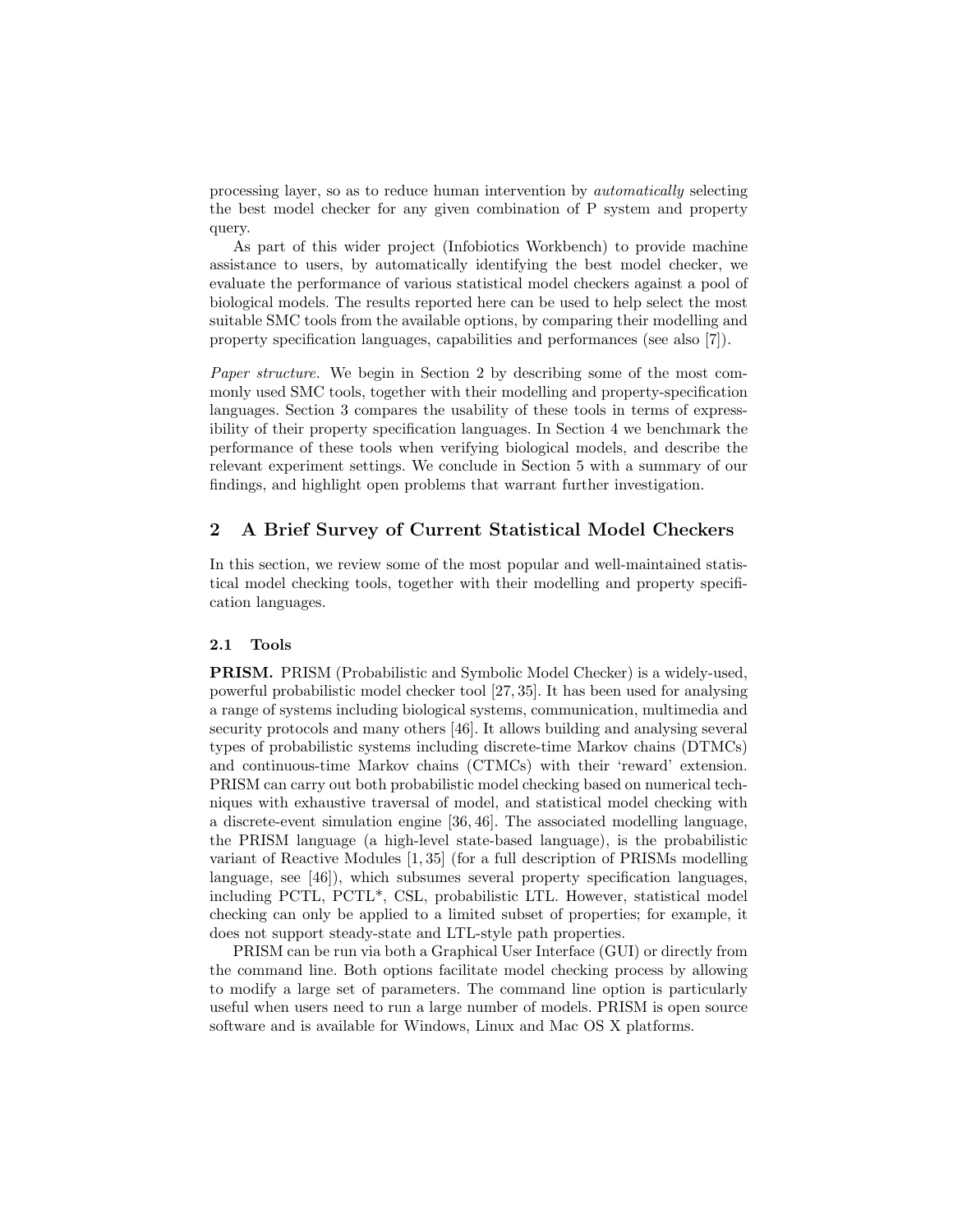processing layer, so as to reduce human intervention by *automatically* selecting the best model checker for any given combination of P system and property query.

As part of this wider project (Infobiotics Workbench) to provide machine assistance to users, by automatically identifying the best model checker, we evaluate the performance of various statistical model checkers against a pool of biological models. The results reported here can be used to help select the most suitable SMC tools from the available options, by comparing their modelling and property specification languages, capabilities and performances (see also [7]).

*Paper structure.* We begin in Section 2 by describing some of the most commonly used SMC tools, together with their modelling and property-specification languages. Section 3 compares the usability of these tools in terms of expressibility of their property specification languages. In Section 4 we benchmark the performance of these tools when verifying biological models, and describe the relevant experiment settings. We conclude in Section 5 with a summary of our findings, and highlight open problems that warrant further investigation.

## 2 A Brief Survey of Current Statistical Model Checkers

In this section, we review some of the most popular and well-maintained statistical model checking tools, together with their modelling and property specification languages.

### 2.1 Tools

**PRISM.** PRISM (Probabilistic and Symbolic Model Checker) is a widely-used, powerful probabilistic model checker tool [27, 35]. It has been used for analysing a range of systems including biological systems, communication, multimedia and security protocols and many others [46]. It allows building and analysing several types of probabilistic systems including discrete-time Markov chains (DTMCs) and continuous-time Markov chains (CTMCs) with their 'reward' extension. PRISM can carry out both probabilistic model checking based on numerical techniques with exhaustive traversal of model, and statistical model checking with a discrete-event simulation engine [36, 46]. The associated modelling language, the PRISM language (a high-level state-based language), is the probabilistic variant of Reactive Modules [1, 35] (for a full description of PRISMs modelling language, see [46]), which subsumes several property specification languages, including PCTL, PCTL*, CSL, probabilistic LTL. However, statistical model checking can only be applied to a limited subset of properties; for example, it does not support steady-state and LTL-style path properties.

PRISM can be run via both a Graphical User Interface (GUI) or directly from the command line. Both options facilitate model checking process by allowing to modify a large set of parameters. The command line option is particularly useful when users need to run a large number of models. PRISM is open source software and is available for Windows, Linux and Mac OS X platforms.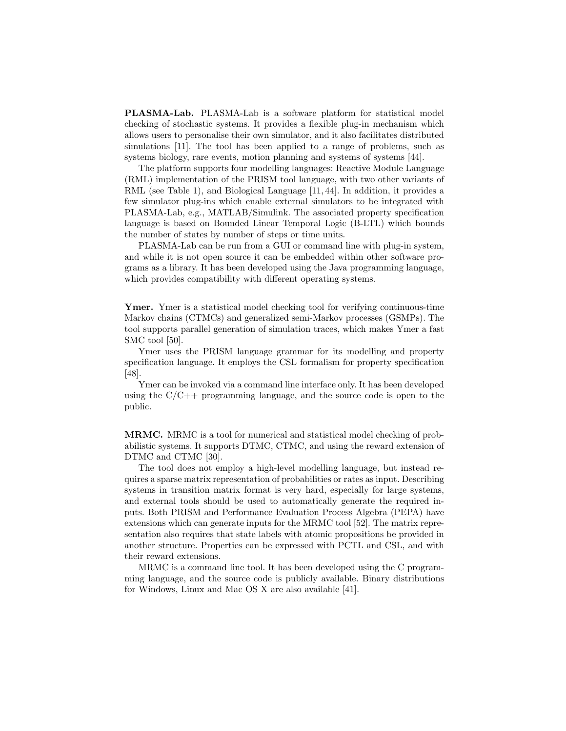**PLASMA-Lab.** PLASMA-Lab is a software platform for statistical model checking of stochastic systems. It provides a flexible plug-in mechanism which allows users to personalise their own simulator, and it also facilitates distributed simulations [11]. The tool has been applied to a range of problems, such as systems biology, rare events, motion planning and systems of systems [44].

The platform supports four modelling languages: Reactive Module Language (RML) implementation of the PRISM tool language, with two other variants of RML (see Table 1), and Biological Language [11, 44]. In addition, it provides a few simulator plug-ins which enable external simulators to be integrated with PLASMA-Lab, e.g., MATLAB/Simulink. The associated property specification language is based on Bounded Linear Temporal Logic (B-LTL) which bounds the number of states by number of steps or time units.

PLASMA-Lab can be run from a GUI or command line with plug-in system, and while it is not open source it can be embedded within other software programs as a library. It has been developed using the Java programming language, which provides compatibility with different operating systems.

**Ymer.** Ymer is a statistical model checking tool for verifying continuous-time Markov chains (CTMCs) and generalized semi-Markov processes (GSMPs). The tool supports parallel generation of simulation traces, which makes Ymer a fast SMC tool [50].

Ymer uses the PRISM language grammar for its modelling and property specification language. It employs the CSL formalism for property specification [48].

Ymer can be invoked via a command line interface only. It has been developed using the C/C++ programming language, and the source code is open to the public.

**MRMC.** MRMC is a tool for numerical and statistical model checking of probabilistic systems. It supports DTMC, CTMC, and using the reward extension of DTMC and CTMC [30].

The tool does not employ a high-level modelling language, but instead requires a sparse matrix representation of probabilities or rates as input. Describing systems in transition matrix format is very hard, especially for large systems, and external tools should be used to automatically generate the required inputs. Both PRISM and Performance Evaluation Process Algebra (PEPA) have extensions which can generate inputs for the MRMC tool [52]. The matrix representation also requires that state labels with atomic propositions be provided in another structure. Properties can be expressed with PCTL and CSL, and with their reward extensions.

MRMC is a command line tool. It has been developed using the C programming language, and the source code is publicly available. Binary distributions for Windows, Linux and Mac OS X are also available [41].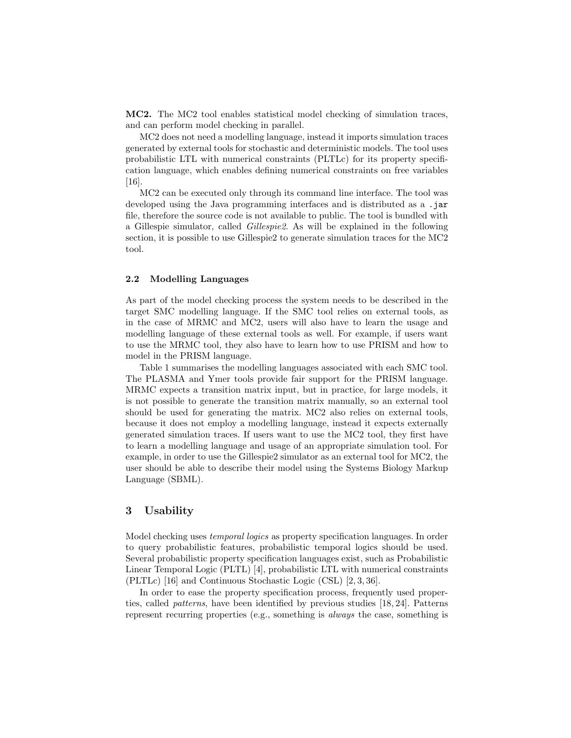**MC2.** The MC2 tool enables statistical model checking of simulation traces, and can perform model checking in parallel.

MC2 does not need a modelling language, instead it imports simulation traces generated by external tools for stochastic and deterministic models. The tool uses probabilistic LTL with numerical constraints (PLTLc) for its property specification language, which enables defining numerical constraints on free variables [16].

MC2 can be executed only through its command line interface. The tool was developed using the Java programming interfaces and is distributed as a `.jar` file, therefore the source code is not available to public. The tool is bundled with a Gillespie simulator, called *Gillespie2*. As will be explained in the following section, it is possible to use Gillespie2 to generate simulation traces for the MC2 tool.

### 2.2 Modelling Languages

As part of the model checking process the system needs to be described in the target SMC modelling language. If the SMC tool relies on external tools, as in the case of MRMC and MC2, users will also have to learn the usage and modelling language of these external tools as well. For example, if users want to use the MRMC tool, they also have to learn how to use PRISM and how to model in the PRISM language.

Table 1 summarises the modelling languages associated with each SMC tool. The PLASMA and Ymer tools provide fair support for the PRISM language. MRMC expects a transition matrix input, but in practice, for large models, it is not possible to generate the transition matrix manually, so an external tool should be used for generating the matrix. MC2 also relies on external tools, because it does not employ a modelling language, instead it expects externally generated simulation traces. If users want to use the MC2 tool, they first have to learn a modelling language and usage of an appropriate simulation tool. For example, in order to use the Gillespie2 simulator as an external tool for MC2, the user should be able to describe their model using the Systems Biology Markup Language (SBML).

## 3 Usability

Model checking uses *temporal logics* as property specification languages. In order to query probabilistic features, probabilistic temporal logics should be used. Several probabilistic property specification languages exist, such as Probabilistic Linear Temporal Logic (PLTL) [4], probabilistic LTL with numerical constraints (PLTLc) [16] and Continuous Stochastic Logic (CSL) [2, 3, 36].

In order to ease the property specification process, frequently used properties, called *patterns*, have been identified by previous studies [18, 24]. Patterns represent recurring properties (e.g., something is *always* the case, something is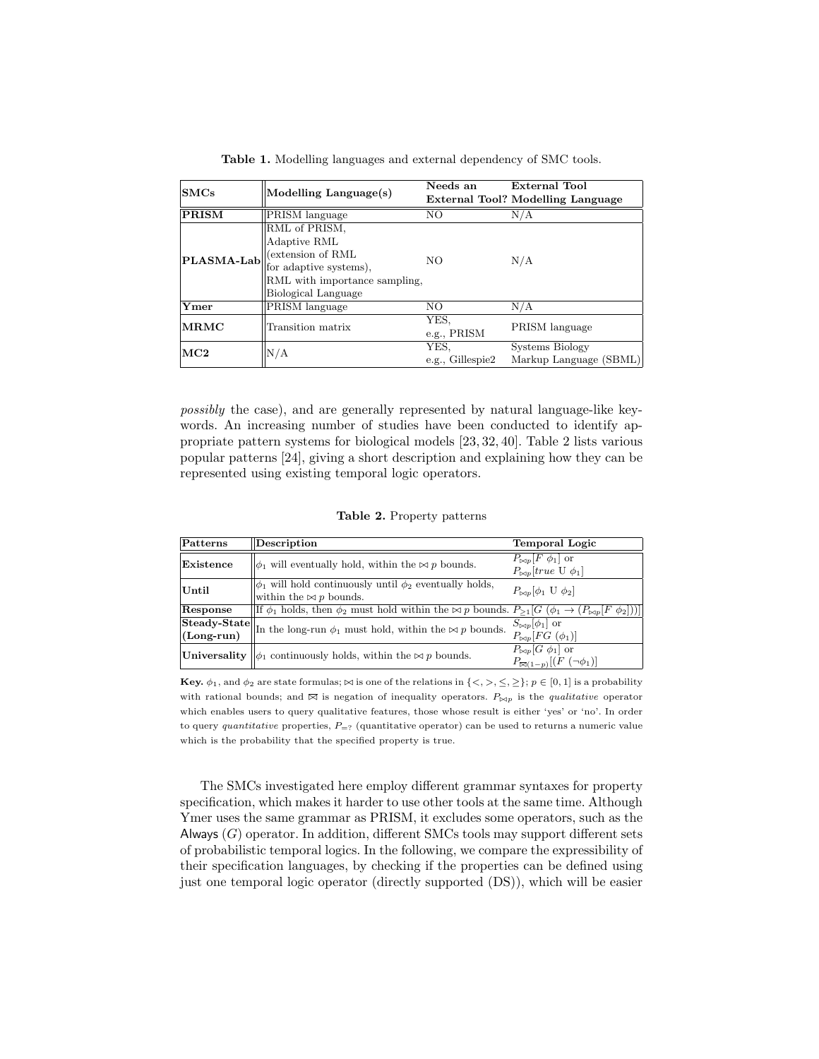**Table 1.** Modelling languages and external dependency of SMC tools.

| SMCs | Modelling Language(s) | Needs an External Tool? | External Tool Modelling Language |
|---|---|---|---|
| **PRISM** | PRISM language | NO | N/A |
| **PLASMA-Lab** | RML of PRISM, Adaptive RML (extension of RML for adaptive systems), RML with importance sampling, Biological Language | NO | N/A |
| **Ymer** | PRISM language | NO | N/A |
| **MRMC** | Transition matrix | YES, e.g., PRISM | PRISM language |
| **MC2** | N/A | YES, e.g., Gillespie2 | Systems Biology Markup Language (SBML) |

*possibly* the case), and are generally represented by natural language-like keywords. An increasing number of studies have been conducted to identify appropriate pattern systems for biological models [23, 32, 40]. Table 2 lists various popular patterns [24], giving a short description and explaining how they can be represented using existing temporal logic operators.

**Table 2.** Property patterns

| Patterns | Description | Temporal Logic |
|---|---|---|
| **Existence** | $\phi_1$ will eventually hold, within the $\bowtie p$ bounds. | $P_{\bowtie p}[F\ \phi_1]$ or $P_{\bowtie p}[true\ \mathrm{U}\ \phi_1]$ |
| **Until** | $\phi_1$ will hold continuously until $\phi_2$ eventually holds, within the $\bowtie p$ bounds. | $P_{\bowtie p}[\phi_1\ \mathrm{U}\ \phi_2]$ |
| **Response** | If $\phi_1$ holds, then $\phi_2$ must hold within the $\bowtie p$ bounds. | $P_{\geq 1}[G\ (\phi_1 \rightarrow (P_{\bowtie p}[F\ \phi_2]))]$ |
| **Steady-State (Long-run)** | In the long-run $\phi_1$ must hold, within the $\bowtie p$ bounds. | $S_{\bowtie p}[\phi_1]$ or $P_{\bowtie p}[FG\ (\phi_1)]$ |
| **Universality** | $\phi_1$ continuously holds, within the $\bowtie p$ bounds. | $P_{\bowtie p}[G\ \phi_1]$ or $P_{\overline{\bowtie}(1-p)}[(F\ (\neg\phi_1)]$ |

**Key.** $\phi_1$, and $\phi_2$ are state formulas; $\bowtie$ is one of the relations in $\{<, >, \leq, \geq\}$; $p \in [0, 1]$ is a probability with rational bounds; and $\overline{\bowtie}$ is negation of inequality operators. $P_{\bowtie p}$ is the *qualitative* operator which enables users to query qualitative features, those whose result is either 'yes' or 'no'. In order to query *quantitative* properties, $P_{=?}$ (quantitative operator) can be used to returns a numeric value which is the probability that the specified property is true.

The SMCs investigated here employ different grammar syntaxes for property specification, which makes it harder to use other tools at the same time. Although Ymer uses the same grammar as PRISM, it excludes some operators, such as the Always ($G$) operator. In addition, different SMCs tools may support different sets of probabilistic temporal logics. In the following, we compare the expressibility of their specification languages, by checking if the properties can be defined using just one temporal logic operator (directly supported (DS)), which will be easier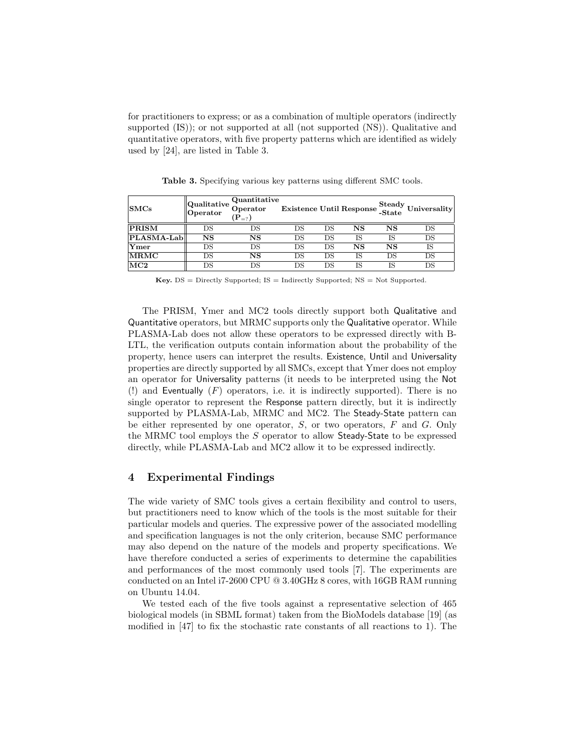for practitioners to express; or as a combination of multiple operators (indirectly supported (IS)); or not supported at all (not supported (NS)). Qualitative and quantitative operators, with five property patterns which are identified as widely used by [24], are listed in Table 3.

**Table 3.** Specifying various key patterns using different SMC tools.

| SMCs | Qualitative Operator | Quantitative Operator ($\mathbf{P}_{=?}$) | Existence | Until | Response | Steady -State | Universality |
|---|---|---|---|---|---|---|---|
| **PRISM** | DS | DS | DS | DS | **NS** | **NS** | DS |
| **PLASMA-Lab** | **NS** | **NS** | DS | DS | IS | IS | DS |
| **Ymer** | DS | DS | DS | DS | **NS** | **NS** | IS |
| **MRMC** | DS | **NS** | DS | DS | IS | DS | DS |
| **MC2** | DS | DS | DS | DS | IS | IS | DS |

**Key.** DS = Directly Supported; IS = Indirectly Supported; NS = Not Supported.

The PRISM, Ymer and MC2 tools directly support both Qualitative and Quantitative operators, but MRMC supports only the Qualitative operator. While PLASMA-Lab does not allow these operators to be expressed directly with B-LTL, the verification outputs contain information about the probability of the property, hence users can interpret the results. Existence, Until and Universality properties are directly supported by all SMCs, except that Ymer does not employ an operator for Universality patterns (it needs to be interpreted using the Not (!) and Eventually ($F$) operators, i.e. it is indirectly supported). There is no single operator to represent the Response pattern directly, but it is indirectly supported by PLASMA-Lab, MRMC and MC2. The Steady-State pattern can be either represented by one operator, $S$, or two operators, $F$ and $G$. Only the MRMC tool employs the $S$ operator to allow Steady-State to be expressed directly, while PLASMA-Lab and MC2 allow it to be expressed indirectly.

## 4 Experimental Findings

The wide variety of SMC tools gives a certain flexibility and control to users, but practitioners need to know which of the tools is the most suitable for their particular models and queries. The expressive power of the associated modelling and specification languages is not the only criterion, because SMC performance may also depend on the nature of the models and property specifications. We have therefore conducted a series of experiments to determine the capabilities and performances of the most commonly used tools [7]. The experiments are conducted on an Intel i7-2600 CPU @ 3.40GHz 8 cores, with 16GB RAM running on Ubuntu 14.04.

We tested each of the five tools against a representative selection of 465 biological models (in SBML format) taken from the BioModels database [19] (as modified in [47] to fix the stochastic rate constants of all reactions to 1). The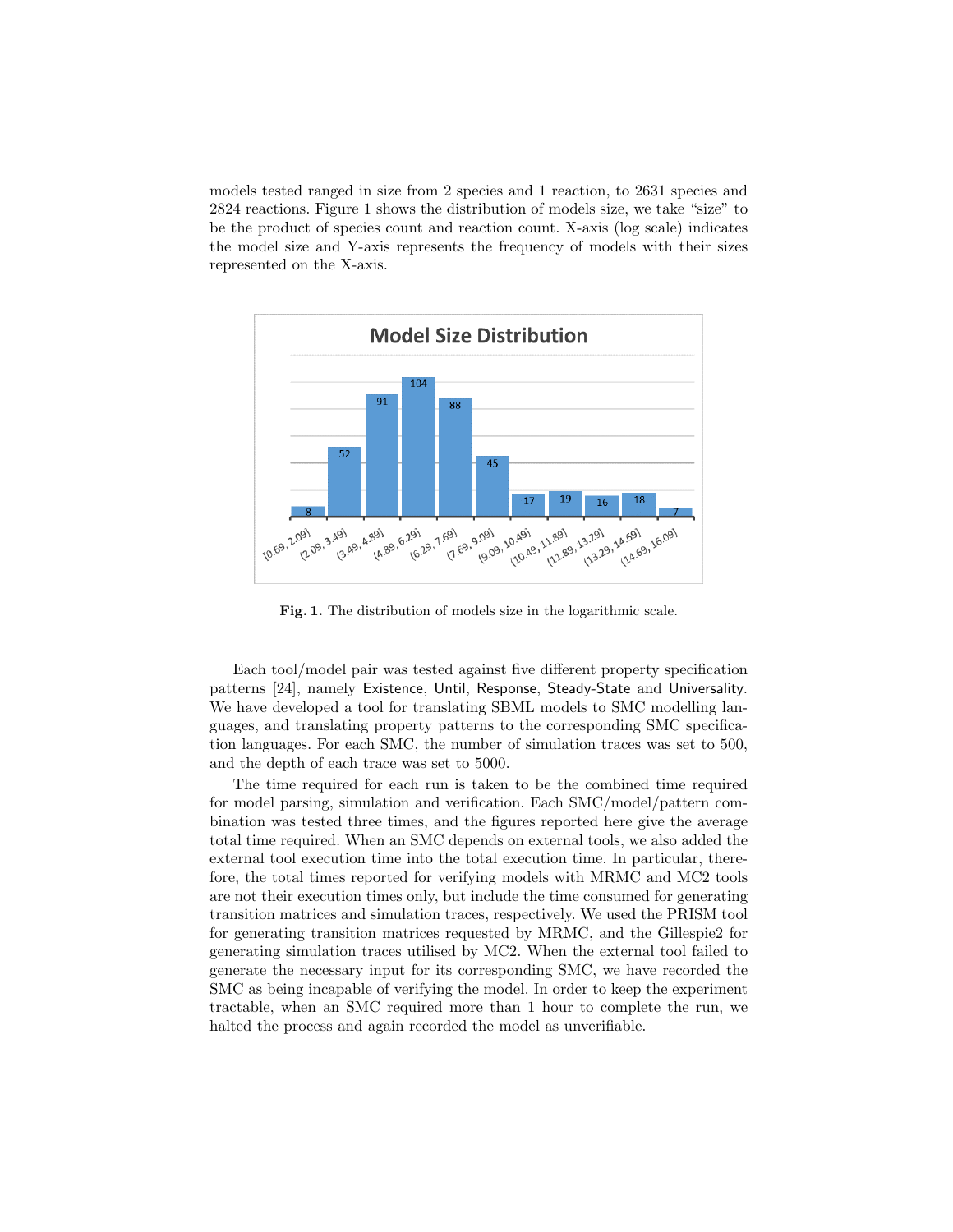models tested ranged in size from 2 species and 1 reaction, to 2631 species and 2824 reactions. Figure 1 shows the distribution of models size, we take "size" to be the product of species count and reaction count. X-axis (log scale) indicates the model size and Y-axis represents the frequency of models with their sizes represented on the X-axis.

**Fig. 1.** The distribution of models size in the logarithmic scale.

Each tool/model pair was tested against five different property specification patterns [24], namely Existence, Until, Response, Steady-State and Universality. We have developed a tool for translating SBML models to SMC modelling languages, and translating property patterns to the corresponding SMC specification languages. For each SMC, the number of simulation traces was set to 500, and the depth of each trace was set to 5000.

The time required for each run is taken to be the combined time required for model parsing, simulation and verification. Each SMC/model/pattern combination was tested three times, and the figures reported here give the average total time required. When an SMC depends on external tools, we also added the external tool execution time into the total execution time. In particular, therefore, the total times reported for verifying models with MRMC and MC2 tools are not their execution times only, but include the time consumed for generating transition matrices and simulation traces, respectively. We used the PRISM tool for generating transition matrices requested by MRMC, and the Gillespie2 for generating simulation traces utilised by MC2. When the external tool failed to generate the necessary input for its corresponding SMC, we have recorded the SMC as being incapable of verifying the model. In order to keep the experiment tractable, when an SMC required more than 1 hour to complete the run, we halted the process and again recorded the model as unverifiable.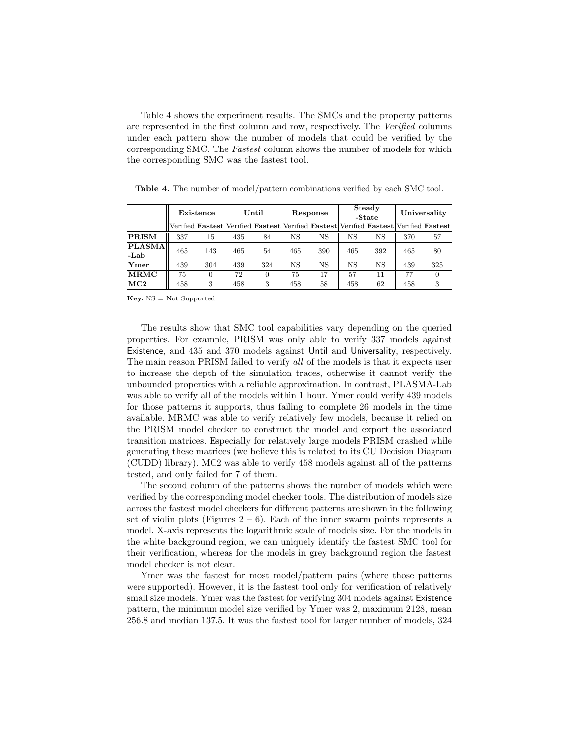Table 4 shows the experiment results. The SMCs and the property patterns are represented in the first column and row, respectively. The *Verified* columns under each pattern show the number of models that could be verified by the corresponding SMC. The *Fastest* column shows the number of models for which the corresponding SMC was the fastest tool.

**Table 4.** The number of model/pattern combinations verified by each SMC tool.

| | **Existence** | | **Until** | | **Response** | | **Steady -State** | | **Universality** | |
|---|---|---|---|---|---|---|---|---|---|---|
| | Verified | **Fastest** | Verified | **Fastest** | Verified | **Fastest** | Verified | **Fastest** | Verified | **Fastest** |
| **PRISM** | 337 | 15 | 435 | 84 | NS | NS | NS | NS | 370 | 57 |
| **PLASMA -Lab** | 465 | 143 | 465 | 54 | 465 | 390 | 465 | 392 | 465 | 80 |
| **Ymer** | 439 | 304 | 439 | 324 | NS | NS | NS | NS | 439 | 325 |
| **MRMC** | 75 | 0 | 72 | 0 | 75 | 17 | 57 | 11 | 77 | 0 |
| **MC2** | 458 | 3 | 458 | 3 | 458 | 58 | 458 | 62 | 458 | 3 |

**Key.** NS = Not Supported.

The results show that SMC tool capabilities vary depending on the queried properties. For example, PRISM was only able to verify 337 models against Existence, and 435 and 370 models against Until and Universality, respectively. The main reason PRISM failed to verify *all* of the models is that it expects user to increase the depth of the simulation traces, otherwise it cannot verify the unbounded properties with a reliable approximation. In contrast, PLASMA-Lab was able to verify all of the models within 1 hour. Ymer could verify 439 models for those patterns it supports, thus failing to complete 26 models in the time available. MRMC was able to verify relatively few models, because it relied on the PRISM model checker to construct the model and export the associated transition matrices. Especially for relatively large models PRISM crashed while generating these matrices (we believe this is related to its CU Decision Diagram (CUDD) library). MC2 was able to verify 458 models against all of the patterns tested, and only failed for 7 of them.

The second column of the patterns shows the number of models which were verified by the corresponding model checker tools. The distribution of models size across the fastest model checkers for different patterns are shown in the following set of violin plots (Figures 2 – 6). Each of the inner swarm points represents a model. X-axis represents the logarithmic scale of models size. For the models in the white background region, we can uniquely identify the fastest SMC tool for their verification, whereas for the models in grey background region the fastest model checker is not clear.

Ymer was the fastest for most model/pattern pairs (where those patterns were supported). However, it is the fastest tool only for verification of relatively small size models. Ymer was the fastest for verifying 304 models against Existence pattern, the minimum model size verified by Ymer was 2, maximum 2128, mean 256.8 and median 137.5. It was the fastest tool for larger number of models, 324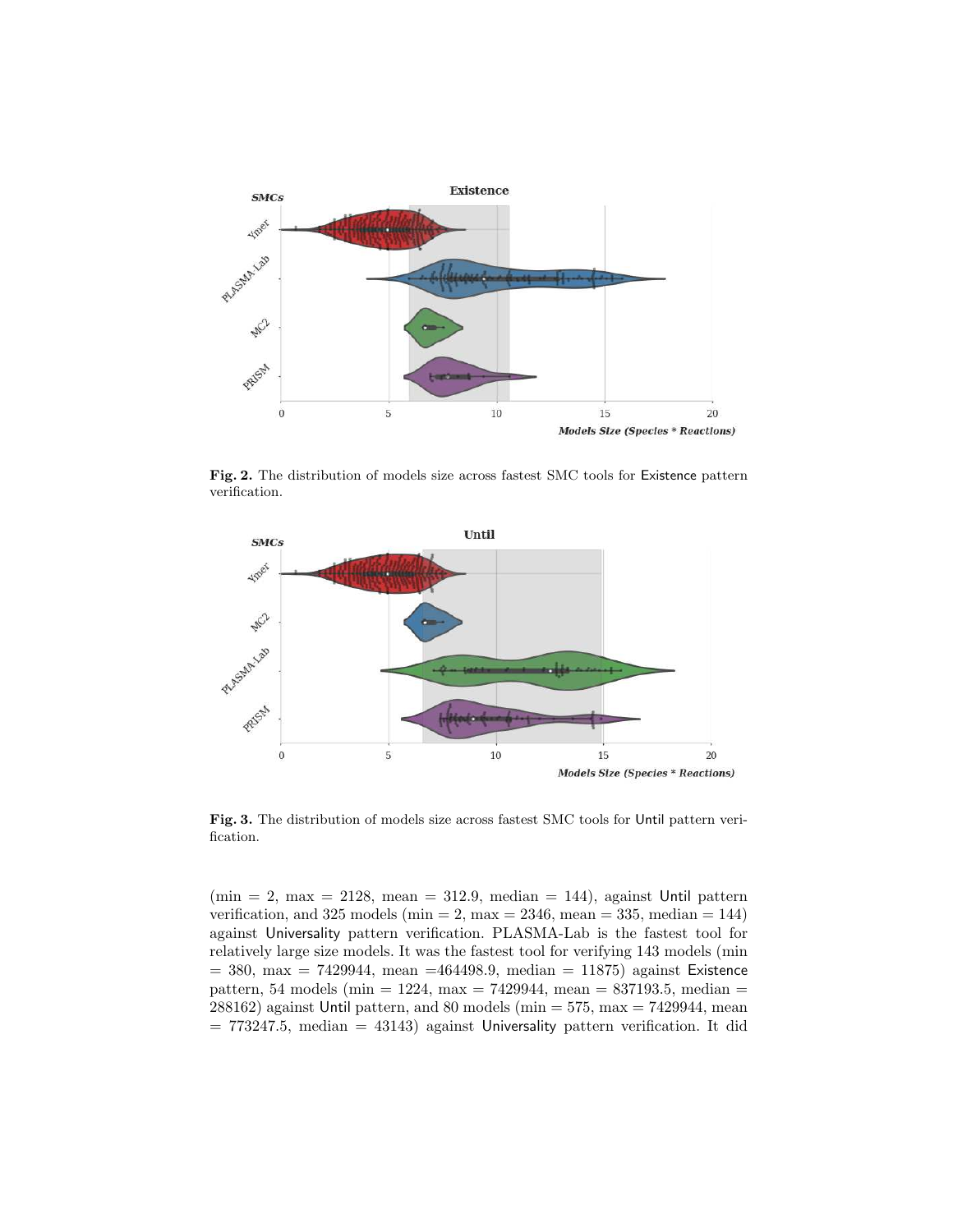**Fig. 2.** The distribution of models size across fastest SMC tools for Existence pattern verification.

**Fig. 3.** The distribution of models size across fastest SMC tools for Until pattern verification.

(min = 2, max = 2128, mean = 312.9, median = 144), against Until pattern verification, and 325 models (min = 2, max = 2346, mean = 335, median = 144) against Universality pattern verification. PLASMA-Lab is the fastest tool for relatively large size models. It was the fastest tool for verifying 143 models (min = 380, max = 7429944, mean =464498.9, median = 11875) against Existence pattern, 54 models (min = 1224, max = 7429944, mean = 837193.5, median = 288162) against Until pattern, and 80 models (min = 575, max = 7429944, mean = 773247.5, median = 43143) against Universality pattern verification. It did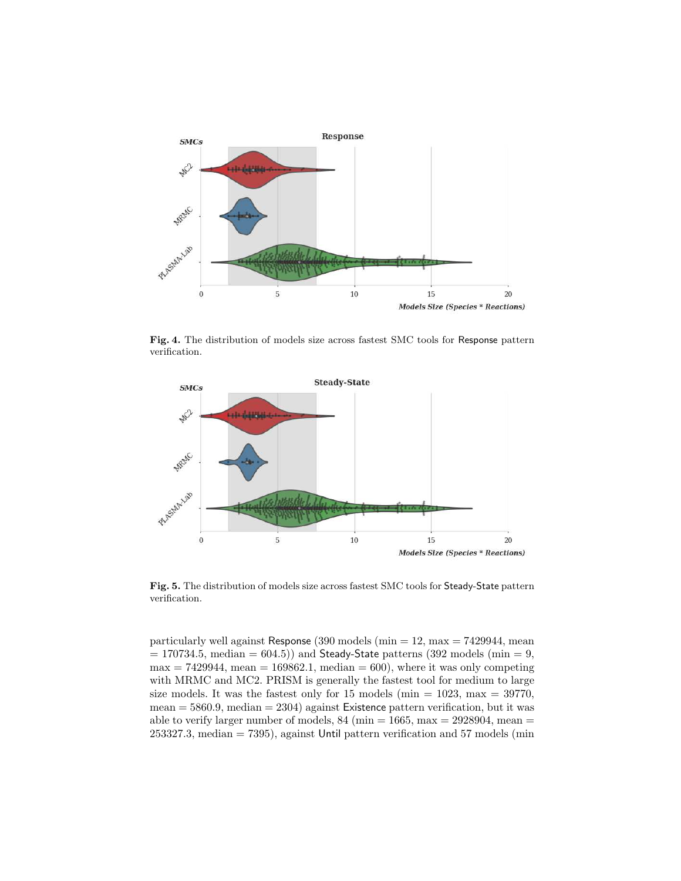**Fig. 4.** The distribution of models size across fastest SMC tools for Response pattern verification.

**Fig. 5.** The distribution of models size across fastest SMC tools for Steady-State pattern verification.

particularly well against Response (390 models (min = 12, max = 7429944, mean = 170734.5, median = 604.5)) and Steady-State patterns (392 models (min = 9, max = 7429944, mean = 169862.1, median = 600), where it was only competing with MRMC and MC2. PRISM is generally the fastest tool for medium to large size models. It was the fastest only for 15 models (min = 1023, max = 39770, mean = 5860.9, median = 2304) against Existence pattern verification, but it was able to verify larger number of models, 84 (min = 1665, max = 2928904, mean = 253327.3, median = 7395), against Until pattern verification and 57 models (min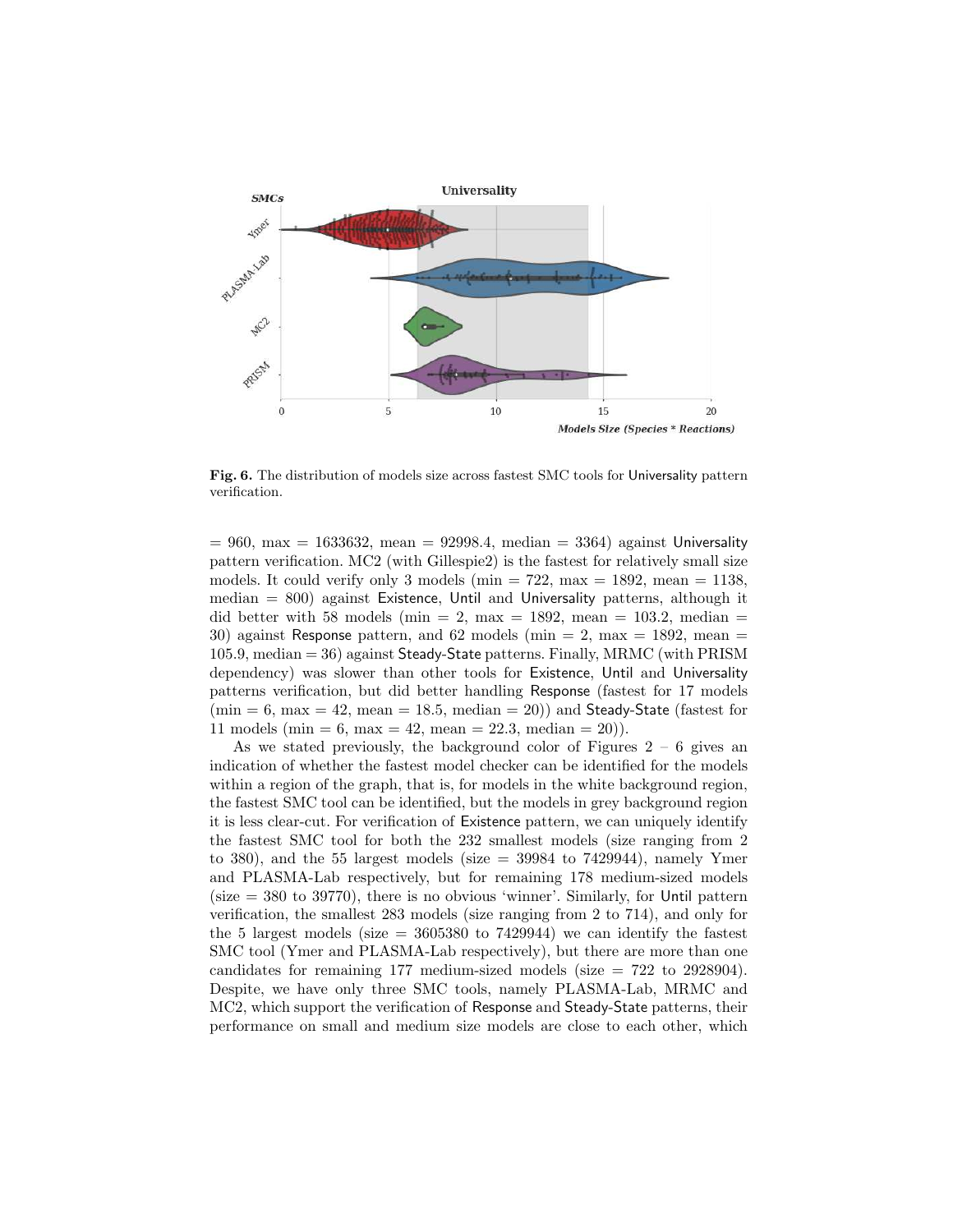Fig. 6. The distribution of models size across fastest SMC tools for Universality pattern verification.

= 960, max = 1633632, mean = 92998.4, median = 3364) against Universality pattern verification. MC2 (with Gillespie2) is the fastest for relatively small size models. It could verify only 3 models (min = 722, max = 1892, mean = 1138, median = 800) against Existence, Until and Universality patterns, although it did better with 58 models (min = 2, max = 1892, mean = 103.2, median = 30) against Response pattern, and 62 models (min = 2, max = 1892, mean = 105.9, median = 36) against Steady-State patterns. Finally, MRMC (with PRISM dependency) was slower than other tools for Existence, Until and Universality patterns verification, but did better handling Response (fastest for 17 models (min = 6, max = 42, mean = 18.5, median = 20)) and Steady-State (fastest for 11 models (min = 6, max = 42, mean = 22.3, median = 20)).

As we stated previously, the background color of Figures 2 – 6 gives an indication of whether the fastest model checker can be identified for the models within a region of the graph, that is, for models in the white background region, the fastest SMC tool can be identified, but the models in grey background region it is less clear-cut. For verification of Existence pattern, we can uniquely identify the fastest SMC tool for both the 232 smallest models (size ranging from 2 to 380), and the 55 largest models (size = 39984 to 7429944), namely Ymer and PLASMA-Lab respectively, but for remaining 178 medium-sized models (size = 380 to 39770), there is no obvious 'winner'. Similarly, for Until pattern verification, the smallest 283 models (size ranging from 2 to 714), and only for the 5 largest models (size = 3605380 to 7429944) we can identify the fastest SMC tool (Ymer and PLASMA-Lab respectively), but there are more than one candidates for remaining 177 medium-sized models (size = 722 to 2928904). Despite, we have only three SMC tools, namely PLASMA-Lab, MRMC and MC2, which support the verification of Response and Steady-State patterns, their performance on small and medium size models are close to each other, which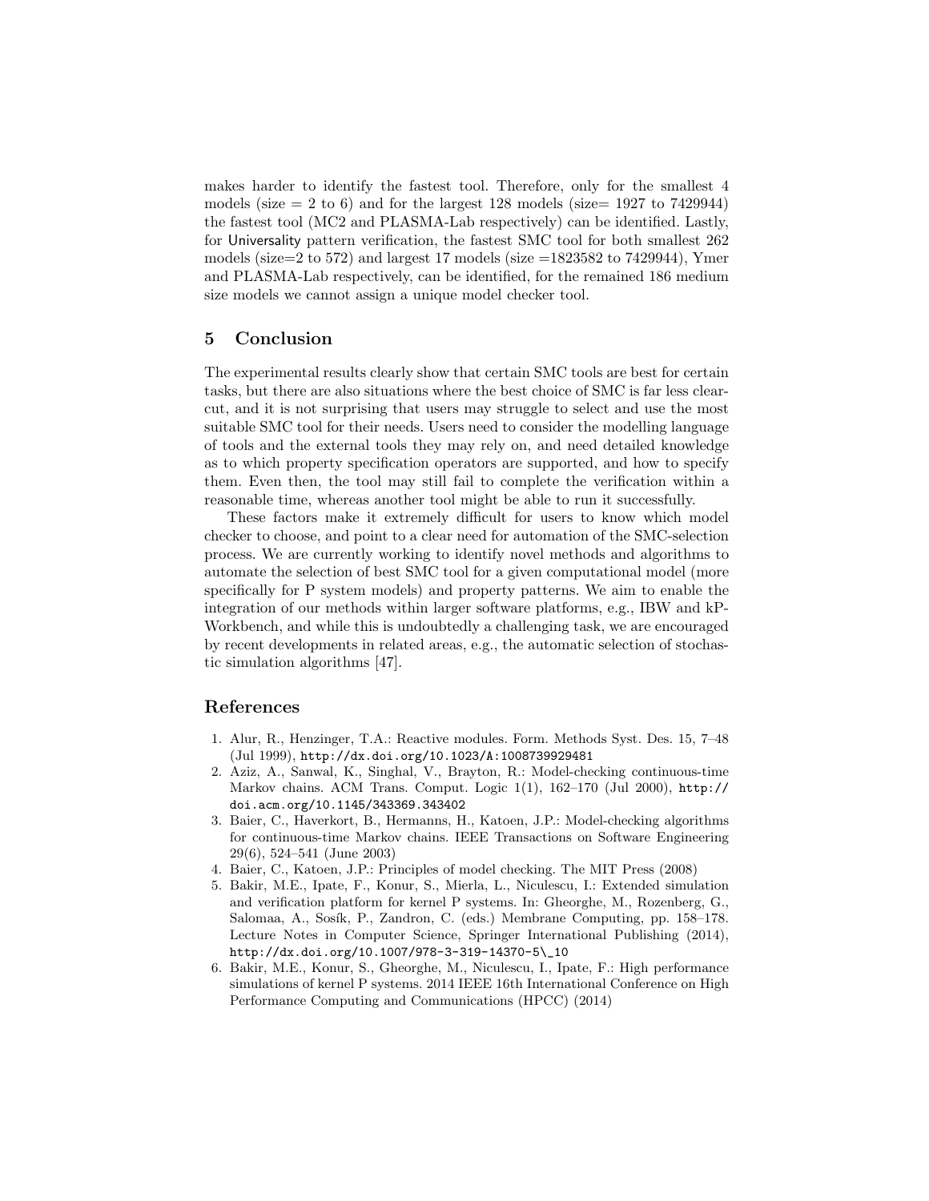makes harder to identify the fastest tool. Therefore, only for the smallest 4 models (size = 2 to 6) and for the largest 128 models (size= 1927 to 7429944) the fastest tool (MC2 and PLASMA-Lab respectively) can be identified. Lastly, for Universality pattern verification, the fastest SMC tool for both smallest 262 models (size=2 to 572) and largest 17 models (size =1823582 to 7429944), Ymer and PLASMA-Lab respectively, can be identified, for the remained 186 medium size models we cannot assign a unique model checker tool.

## 5 Conclusion

The experimental results clearly show that certain SMC tools are best for certain tasks, but there are also situations where the best choice of SMC is far less clear-cut, and it is not surprising that users may struggle to select and use the most suitable SMC tool for their needs. Users need to consider the modelling language of tools and the external tools they may rely on, and need detailed knowledge as to which property specification operators are supported, and how to specify them. Even then, the tool may still fail to complete the verification within a reasonable time, whereas another tool might be able to run it successfully.

These factors make it extremely difficult for users to know which model checker to choose, and point to a clear need for automation of the SMC-selection process. We are currently working to identify novel methods and algorithms to automate the selection of best SMC tool for a given computational model (more specifically for P system models) and property patterns. We aim to enable the integration of our methods within larger software platforms, e.g., IBW and kP-Workbench, and while this is undoubtedly a challenging task, we are encouraged by recent developments in related areas, e.g., the automatic selection of stochastic simulation algorithms [47].

## References

1. Alur, R., Henzinger, T.A.: Reactive modules. Form. Methods Syst. Des. 15, 7–48 (Jul 1999), http://dx.doi.org/10.1023/A:1008739929481
2. Aziz, A., Sanwal, K., Singhal, V., Brayton, R.: Model-checking continuous-time Markov chains. ACM Trans. Comput. Logic 1(1), 162–170 (Jul 2000), http://doi.acm.org/10.1145/343369.343402
3. Baier, C., Haverkort, B., Hermanns, H., Katoen, J.P.: Model-checking algorithms for continuous-time Markov chains. IEEE Transactions on Software Engineering 29(6), 524–541 (June 2003)
4. Baier, C., Katoen, J.P.: Principles of model checking. The MIT Press (2008)
5. Bakir, M.E., Ipate, F., Konur, S., Mierla, L., Niculescu, I.: Extended simulation and verification platform for kernel P systems. In: Gheorghe, M., Rozenberg, G., Salomaa, A., Sosík, P., Zandron, C. (eds.) Membrane Computing, pp. 158–178. Lecture Notes in Computer Science, Springer International Publishing (2014), http://dx.doi.org/10.1007/978-3-319-14370-5\_10
6. Bakir, M.E., Konur, S., Gheorghe, M., Niculescu, I., Ipate, F.: High performance simulations of kernel P systems. 2014 IEEE 16th International Conference on High Performance Computing and Communications (HPCC) (2014)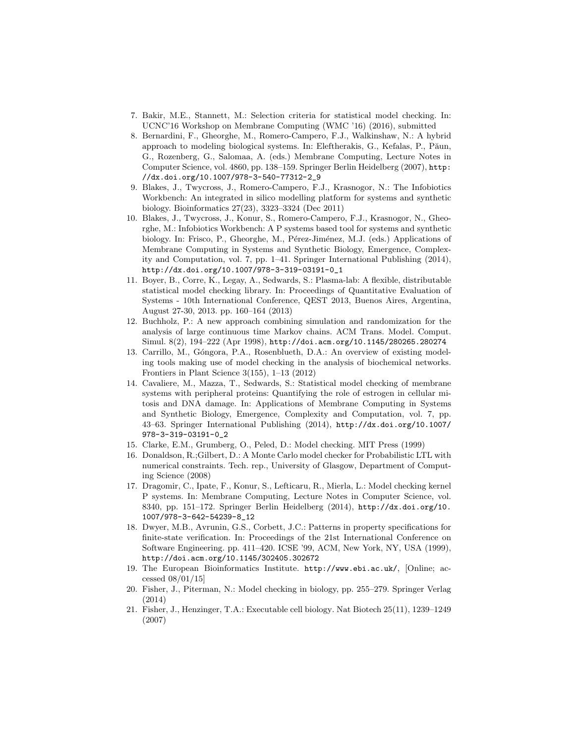7. Bakir, M.E., Stannett, M.: Selection criteria for statistical model checking. In: UCNC'16 Workshop on Membrane Computing (WMC '16) (2016), submitted
8. Bernardini, F., Gheorghe, M., Romero-Campero, F.J., Walkinshaw, N.: A hybrid approach to modeling biological systems. In: Eleftherakis, G., Kefalas, P., Păun, G., Rozenberg, G., Salomaa, A. (eds.) Membrane Computing, Lecture Notes in Computer Science, vol. 4860, pp. 138–159. Springer Berlin Heidelberg (2007), http://dx.doi.org/10.1007/978-3-540-77312-2_9
9. Blakes, J., Twycross, J., Romero-Campero, F.J., Krasnogor, N.: The Infobiotics Workbench: An integrated in silico modelling platform for systems and synthetic biology. Bioinformatics 27(23), 3323–3324 (Dec 2011)
10. Blakes, J., Twycross, J., Konur, S., Romero-Campero, F.J., Krasnogor, N., Gheorghe, M.: Infobiotics Workbench: A P systems based tool for systems and synthetic biology. In: Frisco, P., Gheorghe, M., Pérez-Jiménez, M.J. (eds.) Applications of Membrane Computing in Systems and Synthetic Biology, Emergence, Complexity and Computation, vol. 7, pp. 1–41. Springer International Publishing (2014), http://dx.doi.org/10.1007/978-3-319-03191-0_1
11. Boyer, B., Corre, K., Legay, A., Sedwards, S.: Plasma-lab: A flexible, distributable statistical model checking library. In: Proceedings of Quantitative Evaluation of Systems - 10th International Conference, QEST 2013, Buenos Aires, Argentina, August 27-30, 2013. pp. 160–164 (2013)
12. Buchholz, P.: A new approach combining simulation and randomization for the analysis of large continuous time Markov chains. ACM Trans. Model. Comput. Simul. 8(2), 194–222 (Apr 1998), http://doi.acm.org/10.1145/280265.280274
13. Carrillo, M., Góngora, P.A., Rosenblueth, D.A.: An overview of existing modeling tools making use of model checking in the analysis of biochemical networks. Frontiers in Plant Science 3(155), 1–13 (2012)
14. Cavaliere, M., Mazza, T., Sedwards, S.: Statistical model checking of membrane systems with peripheral proteins: Quantifying the role of estrogen in cellular mitosis and DNA damage. In: Applications of Membrane Computing in Systems and Synthetic Biology, Emergence, Complexity and Computation, vol. 7, pp. 43–63. Springer International Publishing (2014), http://dx.doi.org/10.1007/978-3-319-03191-0_2
15. Clarke, E.M., Grumberg, O., Peled, D.: Model checking. MIT Press (1999)
16. Donaldson, R.;Gilbert, D.: A Monte Carlo model checker for Probabilistic LTL with numerical constraints. Tech. rep., University of Glasgow, Department of Computing Science (2008)
17. Dragomir, C., Ipate, F., Konur, S., Lefticaru, R., Mierla, L.: Model checking kernel P systems. In: Membrane Computing, Lecture Notes in Computer Science, vol. 8340, pp. 151–172. Springer Berlin Heidelberg (2014), http://dx.doi.org/10.1007/978-3-642-54239-8_12
18. Dwyer, M.B., Avrunin, G.S., Corbett, J.C.: Patterns in property specifications for finite-state verification. In: Proceedings of the 21st International Conference on Software Engineering. pp. 411–420. ICSE '99, ACM, New York, NY, USA (1999), http://doi.acm.org/10.1145/302405.302672
19. The European Bioinformatics Institute. http://www.ebi.ac.uk/, [Online; accessed 08/01/15]
20. Fisher, J., Piterman, N.: Model checking in biology, pp. 255–279. Springer Verlag (2014)
21. Fisher, J., Henzinger, T.A.: Executable cell biology. Nat Biotech 25(11), 1239–1249 (2007)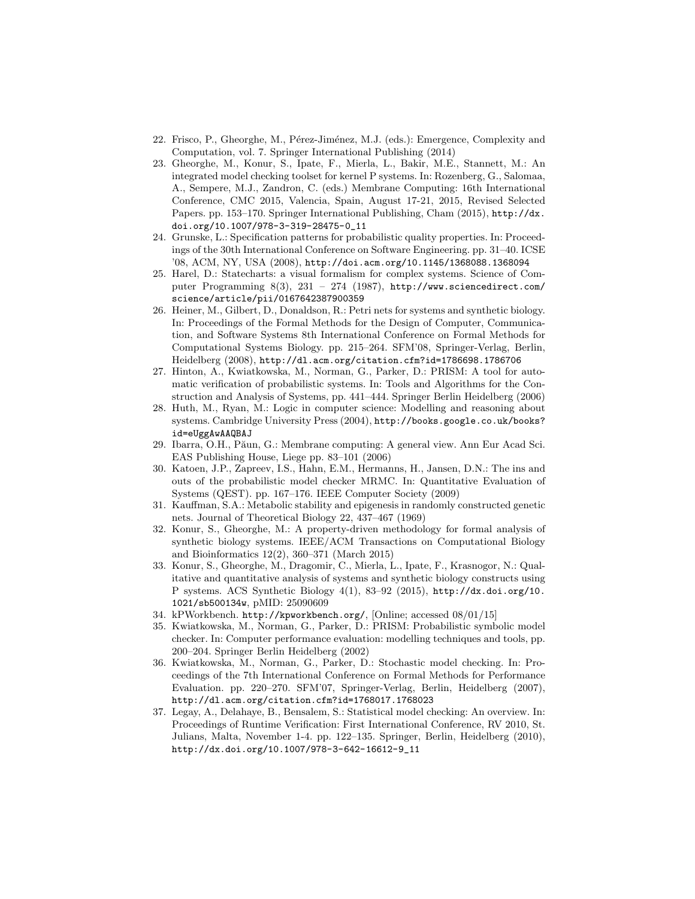22. Frisco, P., Gheorghe, M., Pérez-Jiménez, M.J. (eds.): Emergence, Complexity and Computation, vol. 7. Springer International Publishing (2014)
23. Gheorghe, M., Konur, S., Ipate, F., Mierla, L., Bakir, M.E., Stannett, M.: An integrated model checking toolset for kernel P systems. In: Rozenberg, G., Salomaa, A., Sempere, M.J., Zandron, C. (eds.) Membrane Computing: 16th International Conference, CMC 2015, Valencia, Spain, August 17-21, 2015, Revised Selected Papers. pp. 153–170. Springer International Publishing, Cham (2015), http://dx.doi.org/10.1007/978-3-319-28475-0_11
24. Grunske, L.: Specification patterns for probabilistic quality properties. In: Proceedings of the 30th International Conference on Software Engineering. pp. 31–40. ICSE '08, ACM, NY, USA (2008), http://doi.acm.org/10.1145/1368088.1368094
25. Harel, D.: Statecharts: a visual formalism for complex systems. Science of Computer Programming 8(3), 231 – 274 (1987), http://www.sciencedirect.com/science/article/pii/0167642387900359
26. Heiner, M., Gilbert, D., Donaldson, R.: Petri nets for systems and synthetic biology. In: Proceedings of the Formal Methods for the Design of Computer, Communication, and Software Systems 8th International Conference on Formal Methods for Computational Systems Biology. pp. 215–264. SFM'08, Springer-Verlag, Berlin, Heidelberg (2008), http://dl.acm.org/citation.cfm?id=1786698.1786706
27. Hinton, A., Kwiatkowska, M., Norman, G., Parker, D.: PRISM: A tool for automatic verification of probabilistic systems. In: Tools and Algorithms for the Construction and Analysis of Systems, pp. 441–444. Springer Berlin Heidelberg (2006)
28. Huth, M., Ryan, M.: Logic in computer science: Modelling and reasoning about systems. Cambridge University Press (2004), http://books.google.co.uk/books?id=eUggAwAAQBAJ
29. Ibarra, O.H., Păun, G.: Membrane computing: A general view. Ann Eur Acad Sci. EAS Publishing House, Liege pp. 83–101 (2006)
30. Katoen, J.P., Zapreev, I.S., Hahn, E.M., Hermanns, H., Jansen, D.N.: The ins and outs of the probabilistic model checker MRMC. In: Quantitative Evaluation of Systems (QEST). pp. 167–176. IEEE Computer Society (2009)
31. Kauffman, S.A.: Metabolic stability and epigenesis in randomly constructed genetic nets. Journal of Theoretical Biology 22, 437–467 (1969)
32. Konur, S., Gheorghe, M.: A property-driven methodology for formal analysis of synthetic biology systems. IEEE/ACM Transactions on Computational Biology and Bioinformatics 12(2), 360–371 (March 2015)
33. Konur, S., Gheorghe, M., Dragomir, C., Mierla, L., Ipate, F., Krasnogor, N.: Qualitative and quantitative analysis of systems and synthetic biology constructs using P systems. ACS Synthetic Biology 4(1), 83–92 (2015), http://dx.doi.org/10.1021/sb500134w, pMID: 25090609
34. kPWorkbench. http://kpworkbench.org/, [Online; accessed 08/01/15]
35. Kwiatkowska, M., Norman, G., Parker, D.: PRISM: Probabilistic symbolic model checker. In: Computer performance evaluation: modelling techniques and tools, pp. 200–204. Springer Berlin Heidelberg (2002)
36. Kwiatkowska, M., Norman, G., Parker, D.: Stochastic model checking. In: Proceedings of the 7th International Conference on Formal Methods for Performance Evaluation. pp. 220–270. SFM'07, Springer-Verlag, Berlin, Heidelberg (2007), http://dl.acm.org/citation.cfm?id=1768017.1768023
37. Legay, A., Delahaye, B., Bensalem, S.: Statistical model checking: An overview. In: Proceedings of Runtime Verification: First International Conference, RV 2010, St. Julians, Malta, November 1-4. pp. 122–135. Springer, Berlin, Heidelberg (2010), http://dx.doi.org/10.1007/978-3-642-16612-9_11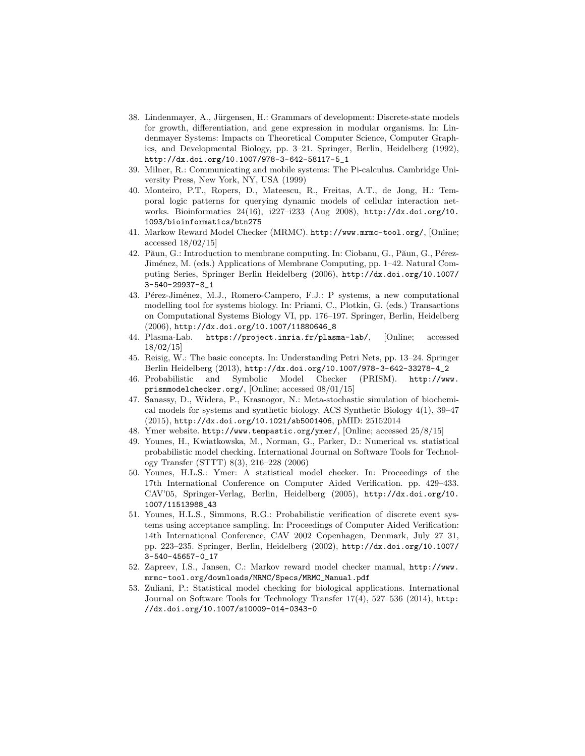38. Lindenmayer, A., Jürgensen, H.: Grammars of development: Discrete-state models for growth, differentiation, and gene expression in modular organisms. In: Lindenmayer Systems: Impacts on Theoretical Computer Science, Computer Graphics, and Developmental Biology, pp. 3–21. Springer, Berlin, Heidelberg (1992), http://dx.doi.org/10.1007/978-3-642-58117-5_1
39. Milner, R.: Communicating and mobile systems: The Pi-calculus. Cambridge University Press, New York, NY, USA (1999)
40. Monteiro, P.T., Ropers, D., Mateescu, R., Freitas, A.T., de Jong, H.: Temporal logic patterns for querying dynamic models of cellular interaction networks. Bioinformatics 24(16), i227–i233 (Aug 2008), http://dx.doi.org/10.1093/bioinformatics/btn275
41. Markow Reward Model Checker (MRMC). http://www.mrmc-tool.org/, [Online; accessed 18/02/15]
42. Păun, G.: Introduction to membrane computing. In: Ciobanu, G., Păun, G., Pérez-Jiménez, M. (eds.) Applications of Membrane Computing, pp. 1–42. Natural Computing Series, Springer Berlin Heidelberg (2006), http://dx.doi.org/10.1007/3-540-29937-8_1
43. Pérez-Jiménez, M.J., Romero-Campero, F.J.: P systems, a new computational modelling tool for systems biology. In: Priami, C., Plotkin, G. (eds.) Transactions on Computational Systems Biology VI, pp. 176–197. Springer, Berlin, Heidelberg (2006), http://dx.doi.org/10.1007/11880646_8
44. Plasma-Lab. https://project.inria.fr/plasma-lab/, [Online; accessed 18/02/15]
45. Reisig, W.: The basic concepts. In: Understanding Petri Nets, pp. 13–24. Springer Berlin Heidelberg (2013), http://dx.doi.org/10.1007/978-3-642-33278-4_2
46. Probabilistic and Symbolic Model Checker (PRISM). http://www.prismmodelchecker.org/, [Online; accessed 08/01/15]
47. Sanassy, D., Widera, P., Krasnogor, N.: Meta-stochastic simulation of biochemical models for systems and synthetic biology. ACS Synthetic Biology 4(1), 39–47 (2015), http://dx.doi.org/10.1021/sb5001406, pMID: 25152014
48. Ymer website. http://www.tempastic.org/ymer/, [Online; accessed 25/8/15]
49. Younes, H., Kwiatkowska, M., Norman, G., Parker, D.: Numerical vs. statistical probabilistic model checking. International Journal on Software Tools for Technology Transfer (STTT) 8(3), 216–228 (2006)
50. Younes, H.L.S.: Ymer: A statistical model checker. In: Proceedings of the 17th International Conference on Computer Aided Verification. pp. 429–433. CAV'05, Springer-Verlag, Berlin, Heidelberg (2005), http://dx.doi.org/10.1007/11513988_43
51. Younes, H.L.S., Simmons, R.G.: Probabilistic verification of discrete event systems using acceptance sampling. In: Proceedings of Computer Aided Verification: 14th International Conference, CAV 2002 Copenhagen, Denmark, July 27–31, pp. 223–235. Springer, Berlin, Heidelberg (2002), http://dx.doi.org/10.1007/3-540-45657-0_17
52. Zapreev, I.S., Jansen, C.: Markov reward model checker manual, http://www.mrmc-tool.org/downloads/MRMC/Specs/MRMC_Manual.pdf
53. Zuliani, P.: Statistical model checking for biological applications. International Journal on Software Tools for Technology Transfer 17(4), 527–536 (2014), http://dx.doi.org/10.1007/s10009-014-0343-0